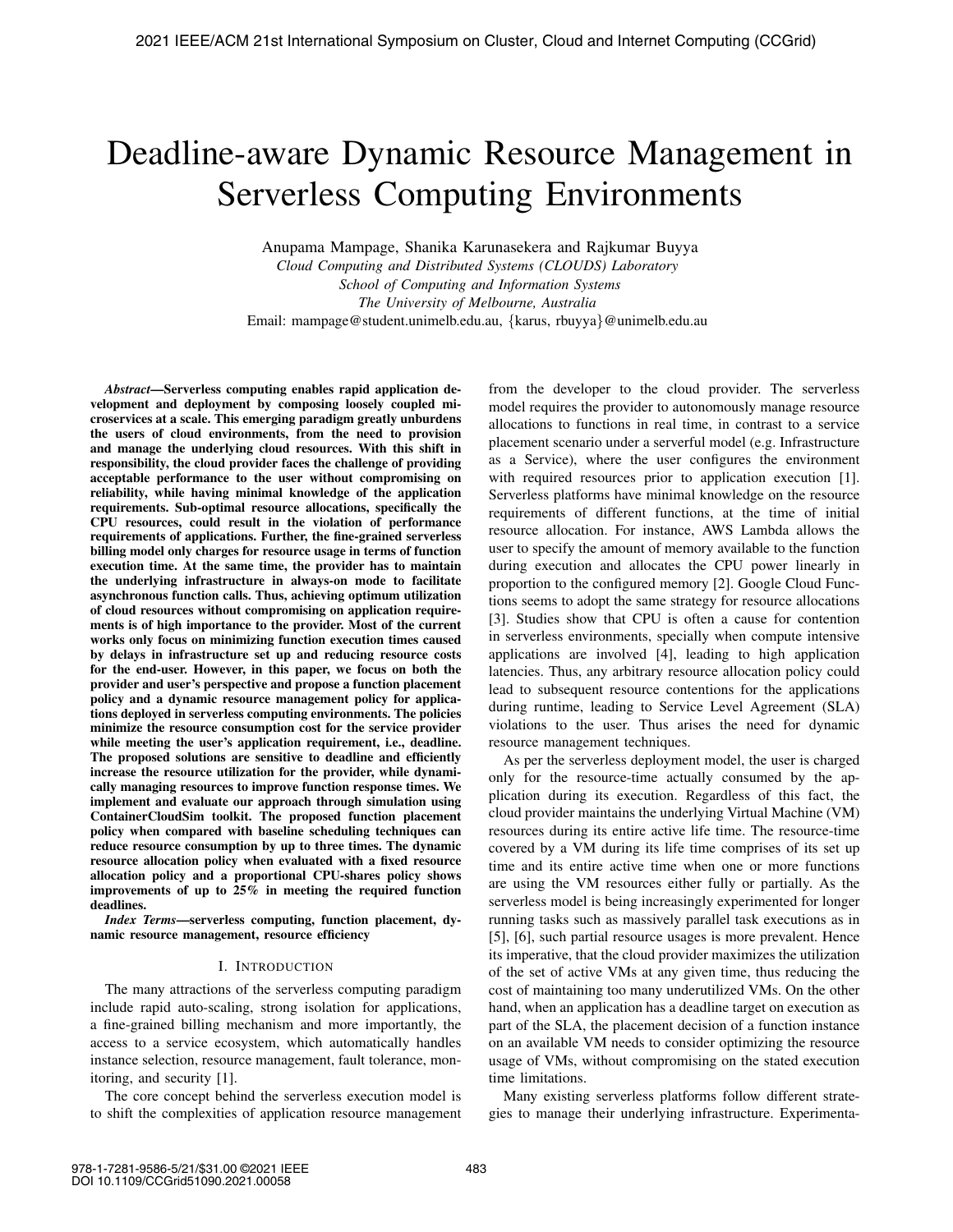# Deadline-aware Dynamic Resource Management in Serverless Computing Environments

Anupama Mampage, Shanika Karunasekera and Rajkumar Buyya

*Cloud Computing and Distributed Systems (CLOUDS) Laboratory*
*School of Computing and Information Systems*
*The University of Melbourne, Australia*

Email: mampage@student.unimelb.edu.au, {karus, rbuyya}@unimelb.edu.au

***Abstract*—Serverless computing enables rapid application development and deployment by composing loosely coupled microservices at a scale. This emerging paradigm greatly unburdens the users of cloud environments, from the need to provision and manage the underlying cloud resources. With this shift in responsibility, the cloud provider faces the challenge of providing acceptable performance to the user without compromising on reliability, while having minimal knowledge of the application requirements. Sub-optimal resource allocations, specifically the CPU resources, could result in the violation of performance requirements of applications. Further, the fine-grained serverless billing model only charges for resource usage in terms of function execution time. At the same time, the provider has to maintain the underlying infrastructure in always-on mode to facilitate asynchronous function calls. Thus, achieving optimum utilization of cloud resources without compromising on application requirements is of high importance to the provider. Most of the current works only focus on minimizing function execution times caused by delays in infrastructure set up and reducing resource costs for the end-user. However, in this paper, we focus on both the provider and user's perspective and propose a function placement policy and a dynamic resource management policy for applications deployed in serverless computing environments. The policies minimize the resource consumption cost for the service provider while meeting the user's application requirement, i.e., deadline. The proposed solutions are sensitive to deadline and efficiently increase the resource utilization for the provider, while dynamically managing resources to improve function response times. We implement and evaluate our approach through simulation using ContainerCloudSim toolkit. The proposed function placement policy when compared with baseline scheduling techniques can reduce resource consumption by up to three times. The dynamic resource allocation policy when evaluated with a fixed resource allocation policy and a proportional CPU-shares policy shows improvements of up to 25% in meeting the required function deadlines.**

***Index Terms*—serverless computing, function placement, dynamic resource management, resource efficiency**

## I. Introduction

The many attractions of the serverless computing paradigm include rapid auto-scaling, strong isolation for applications, a fine-grained billing mechanism and more importantly, the access to a service ecosystem, which automatically handles instance selection, resource management, fault tolerance, monitoring, and security [1].

The core concept behind the serverless execution model is to shift the complexities of application resource management from the developer to the cloud provider. The serverless model requires the provider to autonomously manage resource allocations to functions in real time, in contrast to a service placement scenario under a serverful model (e.g. Infrastructure as a Service), where the user configures the environment with required resources prior to application execution [1]. Serverless platforms have minimal knowledge on the resource requirements of different functions, at the time of initial resource allocation. For instance, AWS Lambda allows the user to specify the amount of memory available to the function during execution and allocates the CPU power linearly in proportion to the configured memory [2]. Google Cloud Functions seems to adopt the same strategy for resource allocations [3]. Studies show that CPU is often a cause for contention in serverless environments, specially when compute intensive applications are involved [4], leading to high application latencies. Thus, any arbitrary resource allocation policy could lead to subsequent resource contentions for the applications during runtime, leading to Service Level Agreement (SLA) violations to the user. Thus arises the need for dynamic resource management techniques.

As per the serverless deployment model, the user is charged only for the resource-time actually consumed by the application during its execution. Regardless of this fact, the cloud provider maintains the underlying Virtual Machine (VM) resources during its entire active life time. The resource-time covered by a VM during its life time comprises of its set up time and its entire active time when one or more functions are using the VM resources either fully or partially. As the serverless model is being increasingly experimented for longer running tasks such as massively parallel task executions as in [5], [6], such partial resource usages is more prevalent. Hence its imperative, that the cloud provider maximizes the utilization of the set of active VMs at any given time, thus reducing the cost of maintaining too many underutilized VMs. On the other hand, when an application has a deadline target on execution as part of the SLA, the placement decision of a function instance on an available VM needs to consider optimizing the resource usage of VMs, without compromising on the stated execution time limitations.

Many existing serverless platforms follow different strategies to manage their underlying infrastructure. Experimenta-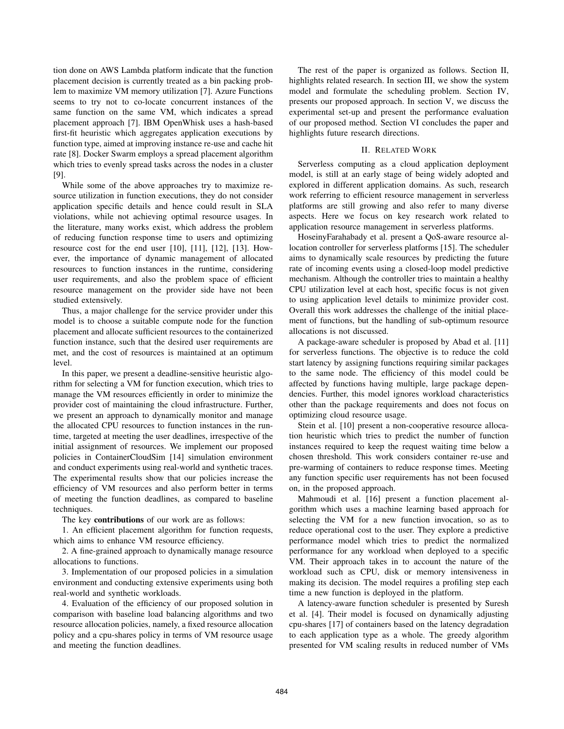tion done on AWS Lambda platform indicate that the function placement decision is currently treated as a bin packing problem to maximize VM memory utilization [7]. Azure Functions seems to try not to co-locate concurrent instances of the same function on the same VM, which indicates a spread placement approach [7]. IBM OpenWhisk uses a hash-based first-fit heuristic which aggregates application executions by function type, aimed at improving instance re-use and cache hit rate [8]. Docker Swarm employs a spread placement algorithm which tries to evenly spread tasks across the nodes in a cluster [9].

While some of the above approaches try to maximize resource utilization in function executions, they do not consider application specific details and hence could result in SLA violations, while not achieving optimal resource usages. In the literature, many works exist, which address the problem of reducing function response time to users and optimizing resource cost for the end user [10], [11], [12], [13]. However, the importance of dynamic management of allocated resources to function instances in the runtime, considering user requirements, and also the problem space of efficient resource management on the provider side have not been studied extensively.

Thus, a major challenge for the service provider under this model is to choose a suitable compute node for the function placement and allocate sufficient resources to the containerized function instance, such that the desired user requirements are met, and the cost of resources is maintained at an optimum level.

In this paper, we present a deadline-sensitive heuristic algorithm for selecting a VM for function execution, which tries to manage the VM resources efficiently in order to minimize the provider cost of maintaining the cloud infrastructure. Further, we present an approach to dynamically monitor and manage the allocated CPU resources to function instances in the runtime, targeted at meeting the user deadlines, irrespective of the initial assignment of resources. We implement our proposed policies in ContainerCloudSim [14] simulation environment and conduct experiments using real-world and synthetic traces. The experimental results show that our policies increase the efficiency of VM resources and also perform better in terms of meeting the function deadlines, as compared to baseline techniques.

The key **contributions** of our work are as follows:

1. An efficient placement algorithm for function requests, which aims to enhance VM resource efficiency.

2. A fine-grained approach to dynamically manage resource allocations to functions.

3. Implementation of our proposed policies in a simulation environment and conducting extensive experiments using both real-world and synthetic workloads.

4. Evaluation of the efficiency of our proposed solution in comparison with baseline load balancing algorithms and two resource allocation policies, namely, a fixed resource allocation policy and a cpu-shares policy in terms of VM resource usage and meeting the function deadlines.

The rest of the paper is organized as follows. Section II, highlights related research. In section III, we show the system model and formulate the scheduling problem. Section IV, presents our proposed approach. In section V, we discuss the experimental set-up and present the performance evaluation of our proposed method. Section VI concludes the paper and highlights future research directions.

## II. Related Work

Serverless computing as a cloud application deployment model, is still at an early stage of being widely adopted and explored in different application domains. As such, research work referring to efficient resource management in serverless platforms are still growing and also refer to many diverse aspects. Here we focus on key research work related to application resource management in serverless platforms.

HoseinyFarahabady et al. present a QoS-aware resource allocation controller for serverless platforms [15]. The scheduler aims to dynamically scale resources by predicting the future rate of incoming events using a closed-loop model predictive mechanism. Although the controller tries to maintain a healthy CPU utilization level at each host, specific focus is not given to using application level details to minimize provider cost. Overall this work addresses the challenge of the initial placement of functions, but the handling of sub-optimum resource allocations is not discussed.

A package-aware scheduler is proposed by Abad et al. [11] for serverless functions. The objective is to reduce the cold start latency by assigning functions requiring similar packages to the same node. The efficiency of this model could be affected by functions having multiple, large package dependencies. Further, this model ignores workload characteristics other than the package requirements and does not focus on optimizing cloud resource usage.

Stein et al. [10] present a non-cooperative resource allocation heuristic which tries to predict the number of function instances required to keep the request waiting time below a chosen threshold. This work considers container re-use and pre-warming of containers to reduce response times. Meeting any function specific user requirements has not been focused on, in the proposed approach.

Mahmoudi et al. [16] present a function placement algorithm which uses a machine learning based approach for selecting the VM for a new function invocation, so as to reduce operational cost to the user. They explore a predictive performance model which tries to predict the normalized performance for any workload when deployed to a specific VM. Their approach takes in to account the nature of the workload such as CPU, disk or memory intensiveness in making its decision. The model requires a profiling step each time a new function is deployed in the platform.

A latency-aware function scheduler is presented by Suresh et al. [4]. Their model is focused on dynamically adjusting cpu-shares [17] of containers based on the latency degradation to each application type as a whole. The greedy algorithm presented for VM scaling results in reduced number of VMs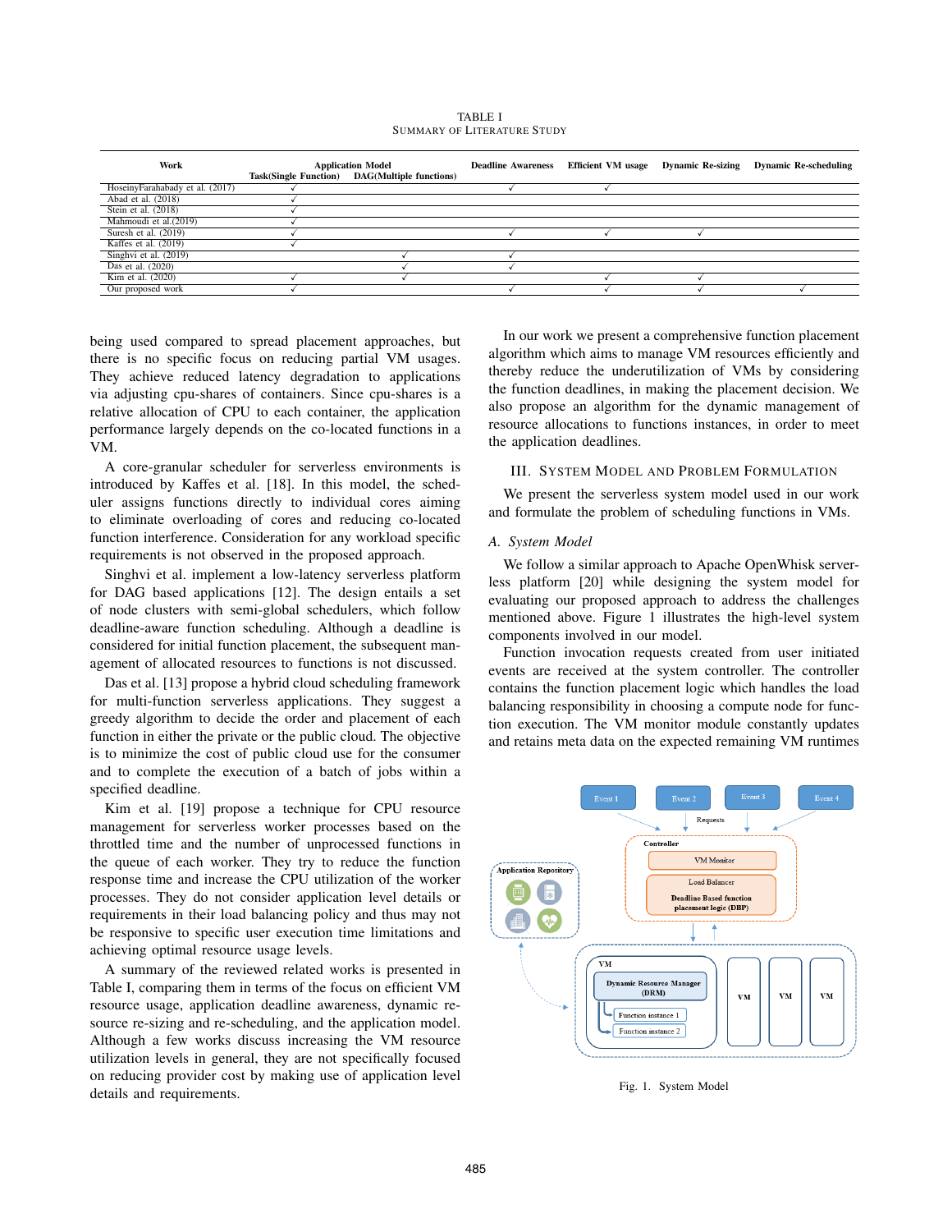TABLE I
SUMMARY OF LITERATURE STUDY

| Work | Application Model | | Deadline Awareness | Efficient VM usage | Dynamic Re-sizing | Dynamic Re-scheduling |
|---|---|---|---|---|---|---|
| | Task(Single Function) | DAG(Multiple functions) | | | | |
| HoseinyFarahabady et al. (2017) | ✓ | | ✓ | ✓ | | |
| Abad et al. (2018) | ✓ | | | | | |
| Stein et al. (2018) | ✓ | | | | | |
| Mahmoudi et al.(2019) | ✓ | | | | | |
| Suresh et al. (2019) | ✓ | | ✓ | ✓ | ✓ | |
| Kaffes et al. (2019) | ✓ | | | | | |
| Singhvi et al. (2019) | | ✓ | ✓ | | | |
| Das et al. (2020) | | ✓ | ✓ | | | |
| Kim et al. (2020) | ✓ | ✓ | | ✓ | ✓ | |
| Our proposed work | ✓ | | ✓ | ✓ | ✓ | ✓ |

being used compared to spread placement approaches, but there is no specific focus on reducing partial VM usages. They achieve reduced latency degradation to applications via adjusting cpu-shares of containers. Since cpu-shares is a relative allocation of CPU to each container, the application performance largely depends on the co-located functions in a VM.

A core-granular scheduler for serverless environments is introduced by Kaffes et al. [18]. In this model, the scheduler assigns functions directly to individual cores aiming to eliminate overloading of cores and reducing co-located function interference. Consideration for any workload specific requirements is not observed in the proposed approach.

Singhvi et al. implement a low-latency serverless platform for DAG based applications [12]. The design entails a set of node clusters with semi-global schedulers, which follow deadline-aware function scheduling. Although a deadline is considered for initial function placement, the subsequent management of allocated resources to functions is not discussed.

Das et al. [13] propose a hybrid cloud scheduling framework for multi-function serverless applications. They suggest a greedy algorithm to decide the order and placement of each function in either the private or the public cloud. The objective is to minimize the cost of public cloud use for the consumer and to complete the execution of a batch of jobs within a specified deadline.

Kim et al. [19] propose a technique for CPU resource management for serverless worker processes based on the throttled time and the number of unprocessed functions in the queue of each worker. They try to reduce the function response time and increase the CPU utilization of the worker processes. They do not consider application level details or requirements in their load balancing policy and thus may not be responsive to specific user execution time limitations and achieving optimal resource usage levels.

A summary of the reviewed related works is presented in Table I, comparing them in terms of the focus on efficient VM resource usage, application deadline awareness, dynamic resource re-sizing and re-scheduling, and the application model. Although a few works discuss increasing the VM resource utilization levels in general, they are not specifically focused on reducing provider cost by making use of application level details and requirements.

In our work we present a comprehensive function placement algorithm which aims to manage VM resources efficiently and thereby reduce the underutilization of VMs by considering the function deadlines, in making the placement decision. We also propose an algorithm for the dynamic management of resource allocations to functions instances, in order to meet the application deadlines.

## III. System Model and Problem Formulation

We present the serverless system model used in our work and formulate the problem of scheduling functions in VMs.

### A. System Model

We follow a similar approach to Apache OpenWhisk serverless platform [20] while designing the system model for evaluating our proposed approach to address the challenges mentioned above. Figure 1 illustrates the high-level system components involved in our model.

Function invocation requests created from user initiated events are received at the system controller. The controller contains the function placement logic which handles the load balancing responsibility in choosing a compute node for function execution. The VM monitor module constantly updates and retains meta data on the expected remaining VM runtimes

Fig. 1. System Model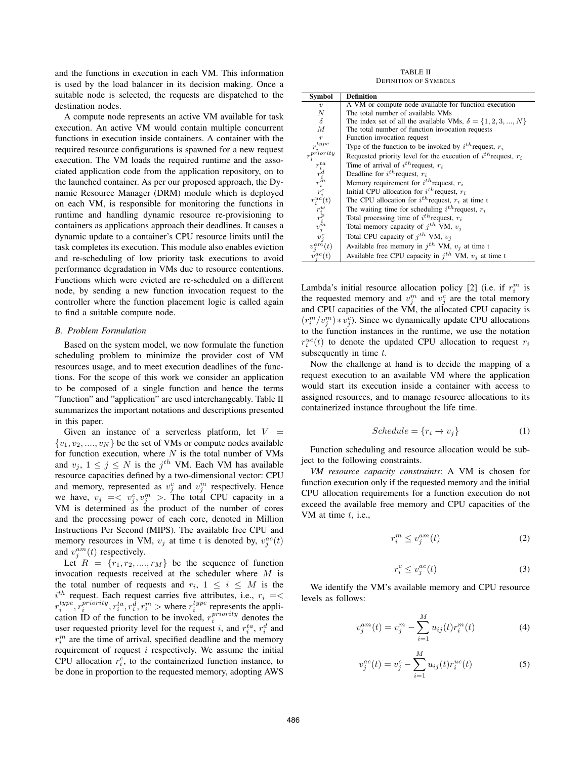and the functions in execution in each VM. This information is used by the load balancer in its decision making. Once a suitable node is selected, the requests are dispatched to the destination nodes.

A compute node represents an active VM available for task execution. An active VM would contain multiple concurrent functions in execution inside containers. A container with the required resource configurations is spawned for a new request execution. The VM loads the required runtime and the associated application code from the application repository, on to the launched container. As per our proposed approach, the Dynamic Resource Manager (DRM) module which is deployed on each VM, is responsible for monitoring the functions in runtime and handling dynamic resource re-provisioning to containers as applications approach their deadlines. It causes a dynamic update to a container's CPU resource limits until the task completes its execution. This module also enables eviction and re-scheduling of low priority task executions to avoid performance degradation in VMs due to resource contentions. Functions which were evicted are re-scheduled on a different node, by sending a new function invocation request to the controller where the function placement logic is called again to find a suitable compute node.

### *B. Problem Formulation*

Based on the system model, we now formulate the function scheduling problem to minimize the provider cost of VM resources usage, and to meet execution deadlines of the functions. For the scope of this work we consider an application to be composed of a single function and hence the terms "function" and "application" are used interchangeably. Table II summarizes the important notations and descriptions presented in this paper.

Given an instance of a serverless platform, let $V = \{v_1, v_2, ...., v_N\}$ be the set of VMs or compute nodes available for function execution, where $N$ is the total number of VMs and $v_j$, $1 \leq j \leq N$ is the $j^{th}$ VM. Each VM has available resource capacities defined by a two-dimensional vector: CPU and memory, represented as $v_j^c$ and $v_j^m$ respectively. Hence we have, $v_j = < v_j^c, v_j^m >$. The total CPU capacity in a VM is determined as the product of the number of cores and the processing power of each core, denoted in Million Instructions Per Second (MIPS). The available free CPU and memory resources in VM, $v_j$ at time t is denoted by, $v_j^{ac}(t)$ and $v_j^{am}(t)$ respectively.

Let $R = \{r_1, r_2, ...., r_M\}$ be the sequence of function invocation requests received at the scheduler where $M$ is the total number of requests and $r_i$, $1 \leq i \leq M$ is the $i^{th}$ request. Each request carries five attributes, i.e., $r_i = < r_i^{type}, r_i^{priority}, r_i^{ta}, r_i^d, r_i^m >$ where $r_i^{type}$ represents the application ID of the function to be invoked, $r_i^{priority}$ denotes the user requested priority level for the request $i$, and $r_i^{ta}$, $r_i^d$ and $r_i^m$ are the time of arrival, specified deadline and the memory requirement of request $i$ respectively. We assume the initial CPU allocation $r_i^c$, to the containerized function instance, to be done in proportion to the requested memory, adopting AWS Lambda's initial resource allocation policy [2] (i.e. if $r_i^m$ is the requested memory and $v_j^m$ and $v_j^c$ are the total memory and CPU capacities of the VM, the allocated CPU capacity is $(r_i^m / v_j^m) * v_j^c$). Since we dynamically update CPU allocations to the function instances in the runtime, we use the notation $r_i^{uc}(t)$ to denote the updated CPU allocation to request $r_i$ subsequently in time $t$.

TABLE II
DEFINITION OF SYMBOLS

| Symbol | Definition |
|---|---|
| $v$ | A VM or compute node available for function execution |
| $N$ | The total number of available VMs |
| $\delta$ | The index set of all the available VMs, $\delta = \{1, 2, 3, ..., N\}$ |
| $M$ | The total number of function invocation requests |
| $r$ | Function invocation request |
| $r_i^{type}$ | Type of the function to be invoked by $i^{th}$ request, $r_i$ |
| $r_i^{priority}$ | Requested priority level for the execution of $i^{th}$ request, $r_i$ |
| $r_i^{ta}$ | Time of arrival of $i^{th}$ request, $r_i$ |
| $r_i^d$ | Deadline for $i^{th}$ request, $r_i$ |
| $r_i^m$ | Memory requirement for $i^{th}$ request, $r_i$ |
| $r_i^c$ | Initial CPU allocation for $i^{th}$ request, $r_i$ |
| $r_i^{uc}(t)$ | The CPU allocation for $i^{th}$ request, $r_i$ at time t |
| $r_i^w$ | The waiting time for scheduling $i^{th}$ request, $r_i$ |
| $r_i^p$ | Total processing time of $i^{th}$ request, $r_i$ |
| $v_j^m$ | Total memory capacity of $j^{th}$ VM, $v_j$ |
| $v_j^c$ | Total CPU capacity of $j^{th}$ VM, $v_j$ |
| $v_j^{am}(t)$ | Available free memory in $j^{th}$ VM, $v_j$ at time t |
| $v_j^{ac}(t)$ | Available free CPU capacity in $j^{th}$ VM, $v_j$ at time t |

Now the challenge at hand is to decide the mapping of a request execution to an available VM where the application would start its execution inside a container with access to assigned resources, and to manage resource allocations to its containerized instance throughout the life time.

$$Schedule = \{r_i \rightarrow v_j\} \tag{1}$$

Function scheduling and resource allocation would be subject to the following constraints.

*VM resource capacity constraints*: A VM is chosen for function execution only if the requested memory and the initial CPU allocation requirements for a function execution do not exceed the available free memory and CPU capacities of the VM at time $t$, i.e.,

$$r_i^m \leq v_j^{am}(t) \tag{2}$$

$$r_i^c \leq v_j^{ac}(t) \tag{3}$$

We identify the VM's available memory and CPU resource levels as follows:

$$v_j^{am}(t) = v_j^m - \sum_{i=1}^{M} u_{ij}(t) r_i^m(t) \tag{4}$$

$$v_j^{ac}(t) = v_j^c - \sum_{i=1}^{M} u_{ij}(t) r_i^{uc}(t) \tag{5}$$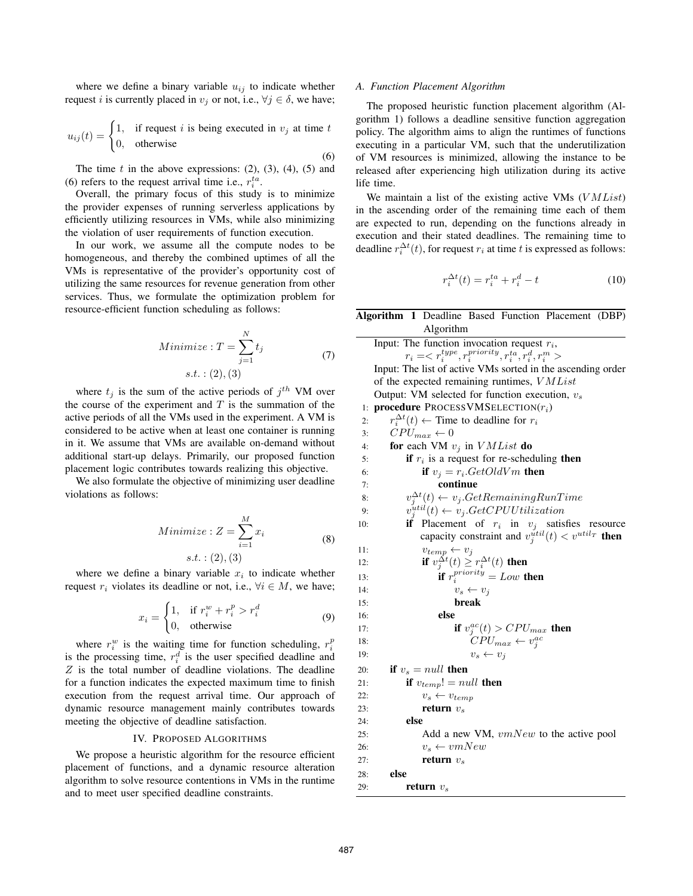where we define a binary variable $u_{ij}$ to indicate whether request $i$ is currently placed in $v_j$ or not, i.e., $\forall j \in \delta$, we have;

$$u_{ij}(t) = \begin{cases} 1, & \text{if request } i \text{ is being executed in } v_j \text{ at time } t \\ 0, & \text{otherwise} \end{cases} \tag{6}$$

The time $t$ in the above expressions: (2), (3), (4), (5) and (6) refers to the request arrival time i.e., $r_i^{ta}$.

Overall, the primary focus of this study is to minimize the provider expenses of running serverless applications by efficiently utilizing resources in VMs, while also minimizing the violation of user requirements of function execution.

In our work, we assume all the compute nodes to be homogeneous, and thereby the combined uptimes of all the VMs is representative of the provider's opportunity cost of utilizing the same resources for revenue generation from other services. Thus, we formulate the optimization problem for resource-efficient function scheduling as follows:

$$\begin{aligned} Minimize : T = \sum_{j=1}^{N} t_j \\ s.t. : (2), (3) \end{aligned} \tag{7}$$

where $t_j$ is the sum of the active periods of $j^{th}$ VM over the course of the experiment and $T$ is the summation of the active periods of all the VMs used in the experiment. A VM is considered to be active when at least one container is running in it. We assume that VMs are available on-demand without additional start-up delays. Primarily, our proposed function placement logic contributes towards realizing this objective.

We also formulate the objective of minimizing user deadline violations as follows:

$$\begin{aligned} Minimize : Z = \sum_{i=1}^{M} x_i \\ s.t. : (2), (3) \end{aligned} \tag{8}$$

where we define a binary variable $x_i$ to indicate whether request $r_i$ violates its deadline or not, i.e., $\forall i \in M$, we have;

$$x_i = \begin{cases} 1, & \text{if } r_i^w + r_i^p > r_i^d \\ 0, & \text{otherwise} \end{cases} \tag{9}$$

where $r_i^w$ is the waiting time for function scheduling, $r_i^p$ is the processing time, $r_i^d$ is the user specified deadline and $Z$ is the total number of deadline violations. The deadline for a function indicates the expected maximum time to finish execution from the request arrival time. Our approach of dynamic resource management mainly contributes towards meeting the objective of deadline satisfaction.

## IV. Proposed Algorithms

We propose a heuristic algorithm for the resource efficient placement of functions, and a dynamic resource alteration algorithm to solve resource contentions in VMs in the runtime and to meet user specified deadline constraints.

### A. Function Placement Algorithm

The proposed heuristic function placement algorithm (Algorithm 1) follows a deadline sensitive function aggregation policy. The algorithm aims to align the runtimes of functions executing in a particular VM, such that the underutilization of VM resources is minimized, allowing the instance to be released after experiencing high utilization during its active life time.

We maintain a list of the existing active VMs ($VMList$) in the ascending order of the remaining time each of them are expected to run, depending on the functions already in execution and their stated deadlines. The remaining time to deadline $r_i^{\Delta t}(t)$, for request $r_i$ at time $t$ is expressed as follows:

$$r_i^{\Delta t}(t) = r_i^{ta} + r_i^d - t \tag{10}$$

**Algorithm 1** Deadline Based Function Placement (DBP) Algorithm

Input: The function invocation request $r_i$, $r_i = < r_i^{type}, r_i^{priority}, r_i^{ta}, r_i^d, r_i^m >$
Input: The list of active VMs sorted in the ascending order of the expected remaining runtimes, $VMList$
Output: VM selected for function execution, $v_s$

```
1:  procedure PROCESSVMSELECTION(r_i)
2:      r_i^Δt(t) ← Time to deadline for r_i
3:      CPU_max ← 0
4:      for each VM v_j in VMList do
5:          if r_i is a request for re-scheduling then
6:              if v_j = r_i.GetOldVm then
7:                  continue
8:          v_j^Δt(t) ← v_j.GetRemainingRunTime
9:          v_j^util(t) ← v_j.GetCPUUtilization
10:         if Placement of r_i in v_j satisfies resource
            capacity constraint and v_j^util(t) < v^utilT then
11:             v_temp ← v_j
12:             if v_j^Δt(t) ≥ r_i^Δt(t) then
13:                 if r_i^priority = Low then
14:                     v_s ← v_j
15:                     break
16:                 else
17:                     if v_j^ac(t) > CPU_max then
18:                         CPU_max ← v_j^ac
19:                         v_s ← v_j
20:     if v_s = null then
21:         if v_temp != null then
22:             v_s ← v_temp
23:             return v_s
24:         else
25:             Add a new VM, vmNew to the active pool
26:             v_s ← vmNew
27:             return v_s
28:     else
29:         return v_s
```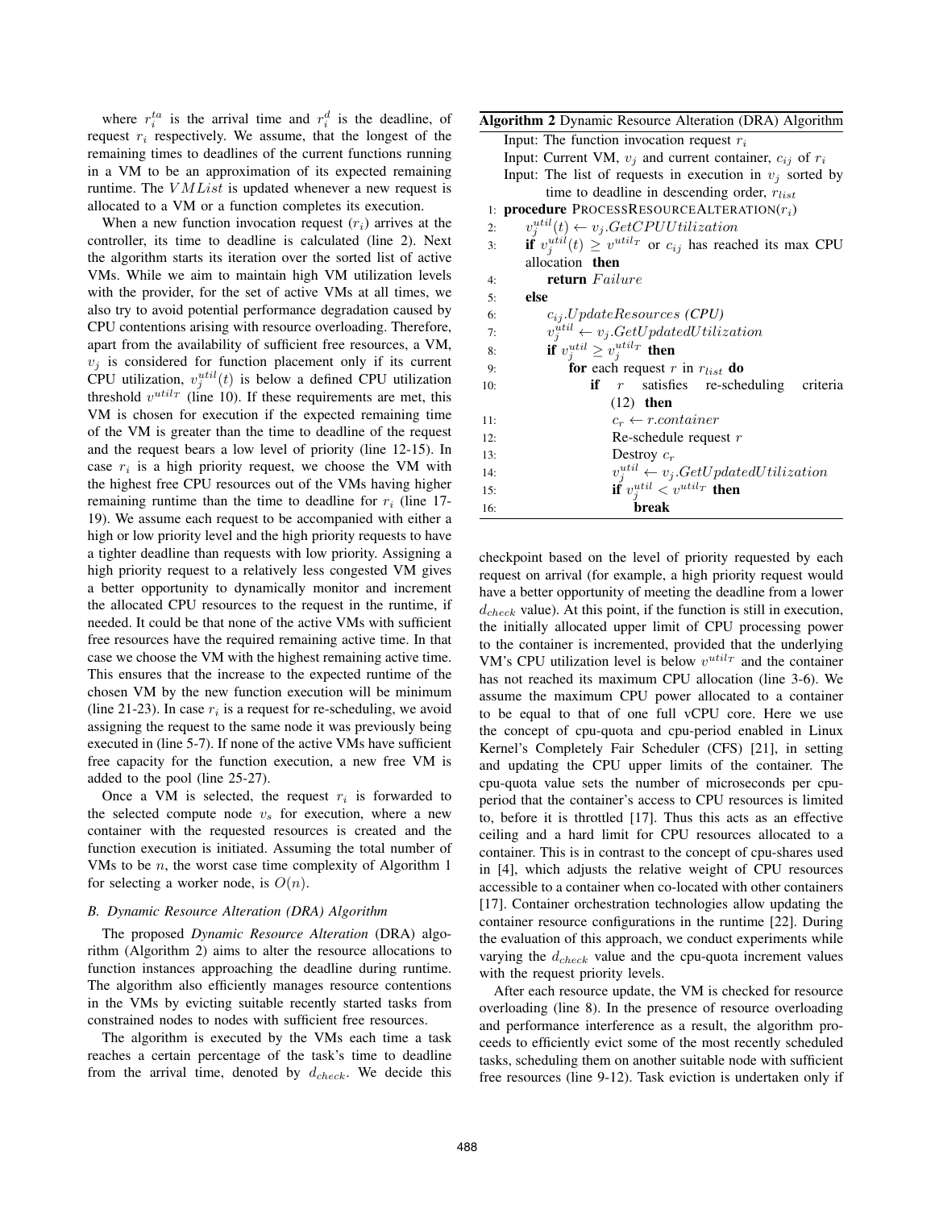where $r_i^{ta}$ is the arrival time and $r_i^d$ is the deadline, of request $r_i$ respectively. We assume, that the longest of the remaining times to deadlines of the current functions running in a VM to be an approximation of its expected remaining runtime. The $VMList$ is updated whenever a new request is allocated to a VM or a function completes its execution.

When a new function invocation request ($r_i$) arrives at the controller, its time to deadline is calculated (line 2). Next the algorithm starts its iteration over the sorted list of active VMs. While we aim to maintain high VM utilization levels with the provider, for the set of active VMs at all times, we also try to avoid potential performance degradation caused by CPU contentions arising with resource overloading. Therefore, apart from the availability of sufficient free resources, a VM, $v_j$ is considered for function placement only if its current CPU utilization, $v_j^{util}(t)$ is below a defined CPU utilization threshold $v^{util_T}$ (line 10). If these requirements are met, this VM is chosen for execution if the expected remaining time of the VM is greater than the time to deadline of the request and the request bears a low level of priority (line 12-15). In case $r_i$ is a high priority request, we choose the VM with the highest free CPU resources out of the VMs having higher remaining runtime than the time to deadline for $r_i$ (line 17-19). We assume each request to be accompanied with either a high or low priority level and the high priority requests to have a tighter deadline than requests with low priority. Assigning a high priority request to a relatively less congested VM gives a better opportunity to dynamically monitor and increment the allocated CPU resources to the request in the runtime, if needed. It could be that none of the active VMs with sufficient free resources have the required remaining active time. In that case we choose the VM with the highest remaining active time. This ensures that the increase to the expected runtime of the chosen VM by the new function execution will be minimum (line 21-23). In case $r_i$ is a request for re-scheduling, we avoid assigning the request to the same node it was previously being executed in (line 5-7). If none of the active VMs have sufficient free capacity for the function execution, a new free VM is added to the pool (line 25-27).

Once a VM is selected, the request $r_i$ is forwarded to the selected compute node $v_s$ for execution, where a new container with the requested resources is created and the function execution is initiated. Assuming the total number of VMs to be $n$, the worst case time complexity of Algorithm 1 for selecting a worker node, is $O(n)$.

### B. Dynamic Resource Alteration (DRA) Algorithm

The proposed *Dynamic Resource Alteration* (DRA) algorithm (Algorithm 2) aims to alter the resource allocations to function instances approaching the deadline during runtime. The algorithm also efficiently manages resource contentions in the VMs by evicting suitable recently started tasks from constrained nodes to nodes with sufficient free resources.

The algorithm is executed by the VMs each time a task reaches a certain percentage of the task's time to deadline from the arrival time, denoted by $d_{check}$. We decide this checkpoint based on the level of priority requested by each request on arrival (for example, a high priority request would have a better opportunity of meeting the deadline from a lower $d_{check}$ value). At this point, if the function is still in execution, the initially allocated upper limit of CPU processing power to the container is incremented, provided that the underlying VM's CPU utilization level is below $v^{util_T}$ and the container has not reached its maximum CPU allocation (line 3-6). We assume the maximum CPU power allocated to a container to be equal to that of one full vCPU core. Here we use the concept of cpu-quota and cpu-period enabled in Linux Kernel's Completely Fair Scheduler (CFS) [21], in setting and updating the CPU upper limits of the container. The cpu-quota value sets the number of microseconds per cpu-period that the container's access to CPU resources is limited to, before it is throttled [17]. Thus this acts as an effective ceiling and a hard limit for CPU resources allocated to a container. This is in contrast to the concept of cpu-shares used in [4], which adjusts the relative weight of CPU resources accessible to a container when co-located with other containers [17]. Container orchestration technologies allow updating the container resource configurations in the runtime [22]. During the evaluation of this approach, we conduct experiments while varying the $d_{check}$ value and the cpu-quota increment values with the request priority levels.

**Algorithm 2** Dynamic Resource Alteration (DRA) Algorithm

```
Input: The function invocation request r_i
Input: Current VM, v_j and current container, c_ij of r_i
Input: The list of requests in execution in v_j sorted by
       time to deadline in descending order, r_list
 1: procedure PROCESSRESOURCEALTERATION(r_i)
 2:     v_j^util(t) ← v_j.GetCPUUtilization
 3:     if v_j^util(t) ≥ v^util_T or c_ij has reached its max CPU
        allocation then
 4:         return Failure
 5:     else
 6:         c_ij.UpdateResources (CPU)
 7:         v_j^util ← v_j.GetUpdatedUtilization
 8:         if v_j^util ≥ v_j^util_T then
 9:             for each request r in r_list do
10:                 if r satisfies re-scheduling criteria
                    (12) then
11:                     c_r ← r.container
12:                     Re-schedule request r
13:                     Destroy c_r
14:                     v_j^util ← v_j.GetUpdatedUtilization
15:                     if v_j^util < v^util_T then
16:                         break
```

After each resource update, the VM is checked for resource overloading (line 8). In the presence of resource overloading and performance interference as a result, the algorithm proceeds to efficiently evict some of the most recently scheduled tasks, scheduling them on another suitable node with sufficient free resources (line 9-12). Task eviction is undertaken only if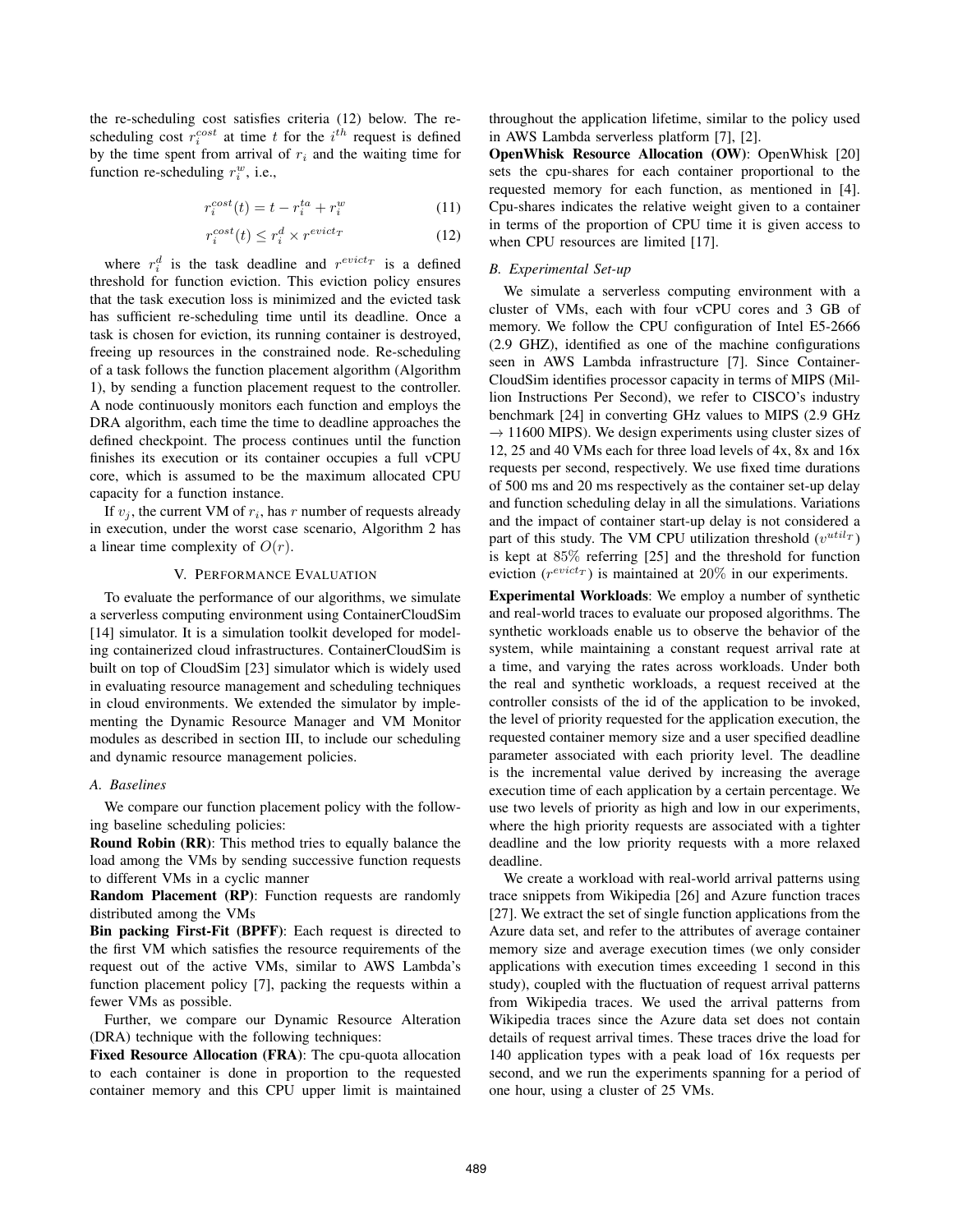the re-scheduling cost satisfies criteria (12) below. The re-scheduling cost $r_i^{cost}$ at time $t$ for the $i^{th}$ request is defined by the time spent from arrival of $r_i$ and the waiting time for function re-scheduling $r_i^w$, i.e.,

$$r_i^{cost}(t) = t - r_i^{ta} + r_i^w \tag{11}$$

$$r_i^{cost}(t) \leq r_i^d \times r^{evict_T} \tag{12}$$

where $r_i^d$ is the task deadline and $r^{evict_T}$ is a defined threshold for function eviction. This eviction policy ensures that the task execution loss is minimized and the evicted task has sufficient re-scheduling time until its deadline. Once a task is chosen for eviction, its running container is destroyed, freeing up resources in the constrained node. Re-scheduling of a task follows the function placement algorithm (Algorithm 1), by sending a function placement request to the controller. A node continuously monitors each function and employs the DRA algorithm, each time the time to deadline approaches the defined checkpoint. The process continues until the function finishes its execution or its container occupies a full vCPU core, which is assumed to be the maximum allocated CPU capacity for a function instance.

If $v_j$, the current VM of $r_i$, has $r$ number of requests already in execution, under the worst case scenario, Algorithm 2 has a linear time complexity of $O(r)$.

## V. Performance Evaluation

To evaluate the performance of our algorithms, we simulate a serverless computing environment using ContainerCloudSim [14] simulator. It is a simulation toolkit developed for modeling containerized cloud infrastructures. ContainerCloudSim is built on top of CloudSim [23] simulator which is widely used in evaluating resource management and scheduling techniques in cloud environments. We extended the simulator by implementing the Dynamic Resource Manager and VM Monitor modules as described in section III, to include our scheduling and dynamic resource management policies.

### A. Baselines

We compare our function placement policy with the following baseline scheduling policies:

**Round Robin (RR)**: This method tries to equally balance the load among the VMs by sending successive function requests to different VMs in a cyclic manner

**Random Placement (RP)**: Function requests are randomly distributed among the VMs

**Bin packing First-Fit (BPFF)**: Each request is directed to the first VM which satisfies the resource requirements of the request out of the active VMs, similar to AWS Lambda's function placement policy [7], packing the requests within a fewer VMs as possible.

Further, we compare our Dynamic Resource Alteration (DRA) technique with the following techniques:

**Fixed Resource Allocation (FRA)**: The cpu-quota allocation to each container is done in proportion to the requested container memory and this CPU upper limit is maintained throughout the application lifetime, similar to the policy used in AWS Lambda serverless platform [7], [2].

**OpenWhisk Resource Allocation (OW)**: OpenWhisk [20] sets the cpu-shares for each container proportional to the requested memory for each function, as mentioned in [4]. Cpu-shares indicates the relative weight given to a container in terms of the proportion of CPU time it is given access to when CPU resources are limited [17].

### B. Experimental Set-up

We simulate a serverless computing environment with a cluster of VMs, each with four vCPU cores and 3 GB of memory. We follow the CPU configuration of Intel E5-2666 (2.9 GHZ), identified as one of the machine configurations seen in AWS Lambda infrastructure [7]. Since ContainerCloudSim identifies processor capacity in terms of MIPS (Million Instructions Per Second), we refer to CISCO's industry benchmark [24] in converting GHz values to MIPS (2.9 GHz $\rightarrow$ 11600 MIPS). We design experiments using cluster sizes of 12, 25 and 40 VMs each for three load levels of 4x, 8x and 16x requests per second, respectively. We use fixed time durations of 500 ms and 20 ms respectively as the container set-up delay and function scheduling delay in all the simulations. Variations and the impact of container start-up delay is not considered a part of this study. The VM CPU utilization threshold ($v^{util_T}$) is kept at $85\%$ referring [25] and the threshold for function eviction ($r^{evict_T}$) is maintained at $20\%$ in our experiments.

**Experimental Workloads**: We employ a number of synthetic and real-world traces to evaluate our proposed algorithms. The synthetic workloads enable us to observe the behavior of the system, while maintaining a constant request arrival rate at a time, and varying the rates across workloads. Under both the real and synthetic workloads, a request received at the controller consists of the id of the application to be invoked, the level of priority requested for the application execution, the requested container memory size and a user specified deadline parameter associated with each priority level. The deadline is the incremental value derived by increasing the average execution time of each application by a certain percentage. We use two levels of priority as high and low in our experiments, where the high priority requests are associated with a tighter deadline and the low priority requests with a more relaxed deadline.

We create a workload with real-world arrival patterns using trace snippets from Wikipedia [26] and Azure function traces [27]. We extract the set of single function applications from the Azure data set, and refer to the attributes of average container memory size and average execution times (we only consider applications with execution times exceeding 1 second in this study), coupled with the fluctuation of request arrival patterns from Wikipedia traces. We used the arrival patterns from Wikipedia traces since the Azure data set does not contain details of request arrival times. These traces drive the load for 140 application types with a peak load of 16x requests per second, and we run the experiments spanning for a period of one hour, using a cluster of 25 VMs.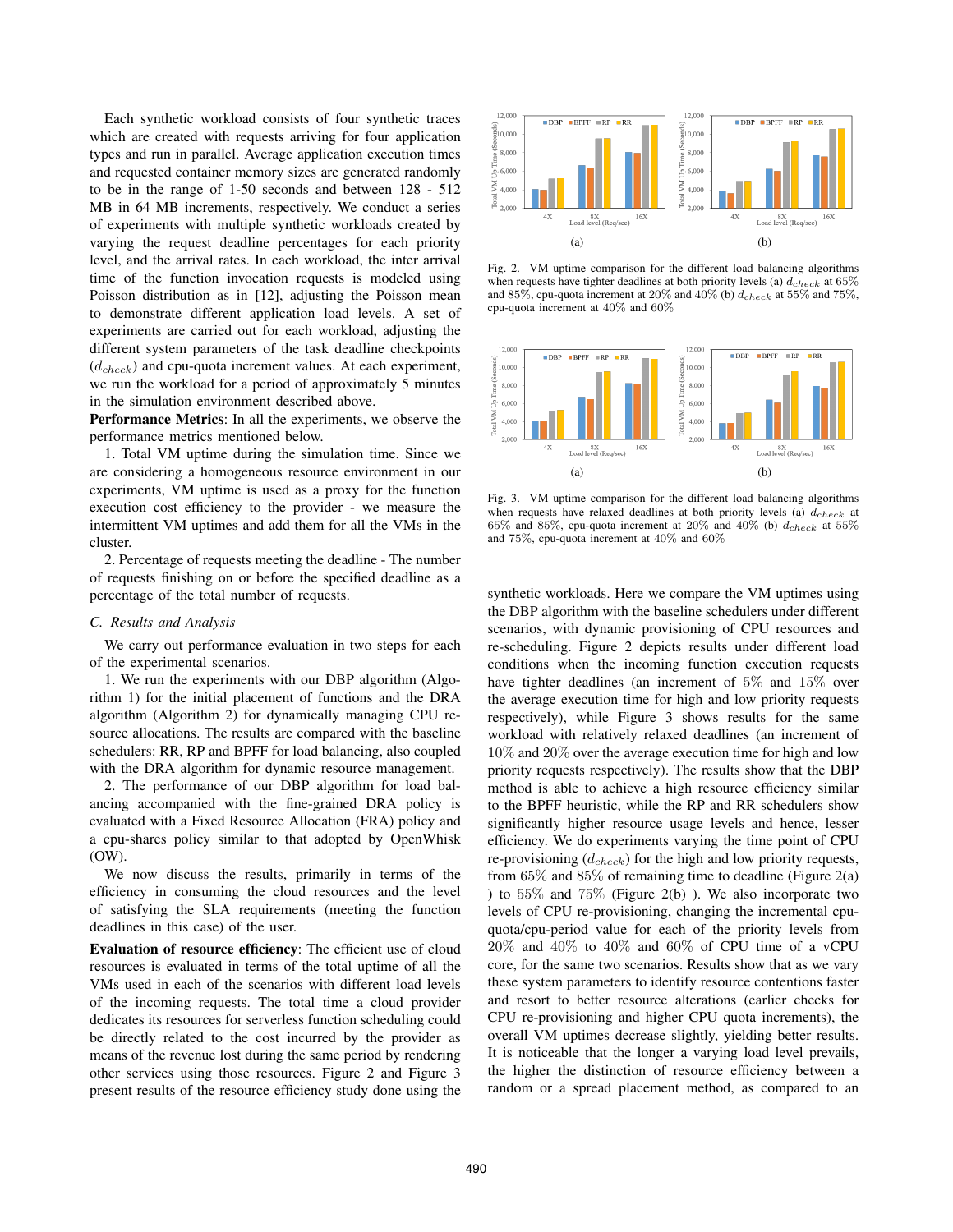Each synthetic workload consists of four synthetic traces which are created with requests arriving for four application types and run in parallel. Average application execution times and requested container memory sizes are generated randomly to be in the range of 1-50 seconds and between 128 - 512 MB in 64 MB increments, respectively. We conduct a series of experiments with multiple synthetic workloads created by varying the request deadline percentages for each priority level, and the arrival rates. In each workload, the inter arrival time of the function invocation requests is modeled using Poisson distribution as in [12], adjusting the Poisson mean to demonstrate different application load levels. A set of experiments are carried out for each workload, adjusting the different system parameters of the task deadline checkpoints ($d_{check}$) and cpu-quota increment values. At each experiment, we run the workload for a period of approximately 5 minutes in the simulation environment described above.

**Performance Metrics**: In all the experiments, we observe the performance metrics mentioned below.

1. Total VM uptime during the simulation time. Since we are considering a homogeneous resource environment in our experiments, VM uptime is used as a proxy for the function execution cost efficiency to the provider - we measure the intermittent VM uptimes and add them for all the VMs in the cluster.

2. Percentage of requests meeting the deadline - The number of requests finishing on or before the specified deadline as a percentage of the total number of requests.

### C. Results and Analysis

We carry out performance evaluation in two steps for each of the experimental scenarios.

1. We run the experiments with our DBP algorithm (Algorithm 1) for the initial placement of functions and the DRA algorithm (Algorithm 2) for dynamically managing CPU resource allocations. The results are compared with the baseline schedulers: RR, RP and BPFF for load balancing, also coupled with the DRA algorithm for dynamic resource management.

2. The performance of our DBP algorithm for load balancing accompanied with the fine-grained DRA policy is evaluated with a Fixed Resource Allocation (FRA) policy and a cpu-shares policy similar to that adopted by OpenWhisk (OW).

We now discuss the results, primarily in terms of the efficiency in consuming the cloud resources and the level of satisfying the SLA requirements (meeting the function deadlines in this case) of the user.

**Evaluation of resource efficiency**: The efficient use of cloud resources is evaluated in terms of the total uptime of all the VMs used in each of the scenarios with different load levels of the incoming requests. The total time a cloud provider dedicates its resources for serverless function scheduling could be directly related to the cost incurred by the provider as means of the revenue lost during the same period by rendering other services using those resources. Figure 2 and Figure 3 present results of the resource efficiency study done using the synthetic workloads. Here we compare the VM uptimes using the DBP algorithm with the baseline schedulers under different scenarios, with dynamic provisioning of CPU resources and re-scheduling. Figure 2 depicts results under different load conditions when the incoming function execution requests have tighter deadlines (an increment of 5% and 15% over the average execution time for high and low priority requests respectively), while Figure 3 shows results for the same workload with relatively relaxed deadlines (an increment of 10% and 20% over the average execution time for high and low priority requests respectively). The results show that the DBP method is able to achieve a high resource efficiency similar to the BPFF heuristic, while the RP and RR schedulers show significantly higher resource usage levels and hence, lesser efficiency. We do experiments varying the time point of CPU re-provisioning ($d_{check}$) for the high and low priority requests, from 65% and 85% of remaining time to deadline (Figure 2(a) ) to 55% and 75% (Figure 2(b) ). We also incorporate two levels of CPU re-provisioning, changing the incremental cpu-quota/cpu-period value for each of the priority levels from 20% and 40% to 40% and 60% of CPU time of a vCPU core, for the same two scenarios. Results show that as we vary these system parameters to identify resource contentions faster and resort to better resource alterations (earlier checks for CPU re-provisioning and higher CPU quota increments), the overall VM uptimes decrease slightly, yielding better results. It is noticeable that the longer a varying load level prevails, the higher the distinction of resource efficiency between a random or a spread placement method, as compared to an

Fig. 2. VM uptime comparison for the different load balancing algorithms when requests have tighter deadlines at both priority levels (a) $d_{check}$ at 65% and 85%, cpu-quota increment at 20% and 40% (b) $d_{check}$ at 55% and 75%, cpu-quota increment at 40% and 60%

Fig. 3. VM uptime comparison for the different load balancing algorithms when requests have relaxed deadlines at both priority levels (a) $d_{check}$ at 65% and 85%, cpu-quota increment at 20% and 40% (b) $d_{check}$ at 55% and 75%, cpu-quota increment at 40% and 60%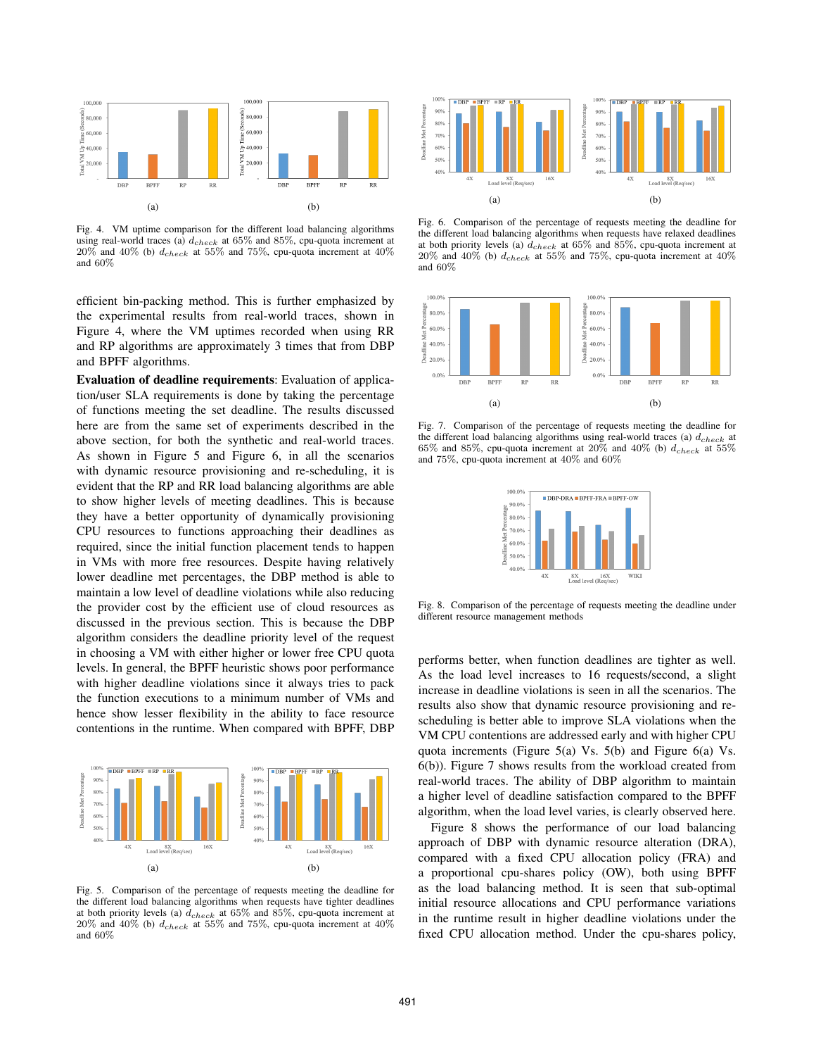Fig. 4. VM uptime comparison for the different load balancing algorithms using real-world traces (a) $d_{check}$ at 65% and 85%, cpu-quota increment at 20% and 40% (b) $d_{check}$ at 55% and 75%, cpu-quota increment at 40% and 60%

efficient bin-packing method. This is further emphasized by the experimental results from real-world traces, shown in Figure 4, where the VM uptimes recorded when using RR and RP algorithms are approximately 3 times that from DBP and BPFF algorithms.

**Evaluation of deadline requirements**: Evaluation of application/user SLA requirements is done by taking the percentage of functions meeting the set deadline. The results discussed here are from the same set of experiments described in the above section, for both the synthetic and real-world traces. As shown in Figure 5 and Figure 6, in all the scenarios with dynamic resource provisioning and re-scheduling, it is evident that the RP and RR load balancing algorithms are able to show higher levels of meeting deadlines. This is because they have a better opportunity of dynamically provisioning CPU resources to functions approaching their deadlines as required, since the initial function placement tends to happen in VMs with more free resources. Despite having relatively lower deadline met percentages, the DBP method is able to maintain a low level of deadline violations while also reducing the provider cost by the efficient use of cloud resources as discussed in the previous section. This is because the DBP algorithm considers the deadline priority level of the request in choosing a VM with either higher or lower free CPU quota levels. In general, the BPFF heuristic shows poor performance with higher deadline violations since it always tries to pack the function executions to a minimum number of VMs and hence show lesser flexibility in the ability to face resource contentions in the runtime. When compared with BPFF, DBP performs better, when function deadlines are tighter as well. As the load level increases to 16 requests/second, a slight increase in deadline violations is seen in all the scenarios. The results also show that dynamic resource provisioning and re-scheduling is better able to improve SLA violations when the VM CPU contentions are addressed early and with higher CPU quota increments (Figure 5(a) Vs. 5(b) and Figure 6(a) Vs. 6(b)). Figure 7 shows results from the workload created from real-world traces. The ability of DBP algorithm to maintain a higher level of deadline satisfaction compared to the BPFF algorithm, when the load level varies, is clearly observed here.

Figure 8 shows the performance of our load balancing approach of DBP with dynamic resource alteration (DRA), compared with a fixed CPU allocation policy (FRA) and a proportional cpu-shares policy (OW), both using BPFF as the load balancing method. It is seen that sub-optimal initial resource allocations and CPU performance variations in the runtime result in higher deadline violations under the fixed CPU allocation method. Under the cpu-shares policy,

Fig. 5. Comparison of the percentage of requests meeting the deadline for the different load balancing algorithms when requests have tighter deadlines at both priority levels (a) $d_{check}$ at 65% and 85%, cpu-quota increment at 20% and 40% (b) $d_{check}$ at 55% and 75%, cpu-quota increment at 40% and 60%

Fig. 6. Comparison of the percentage of requests meeting the deadline for the different load balancing algorithms when requests have relaxed deadlines at both priority levels (a) $d_{check}$ at 65% and 85%, cpu-quota increment at 20% and 40% (b) $d_{check}$ at 55% and 75%, cpu-quota increment at 40% and 60%

Fig. 7. Comparison of the percentage of requests meeting the deadline for the different load balancing algorithms using real-world traces (a) $d_{check}$ at 65% and 85%, cpu-quota increment at 20% and 40% (b) $d_{check}$ at 55% and 75%, cpu-quota increment at 40% and 60%

Fig. 8. Comparison of the percentage of requests meeting the deadline under different resource management methods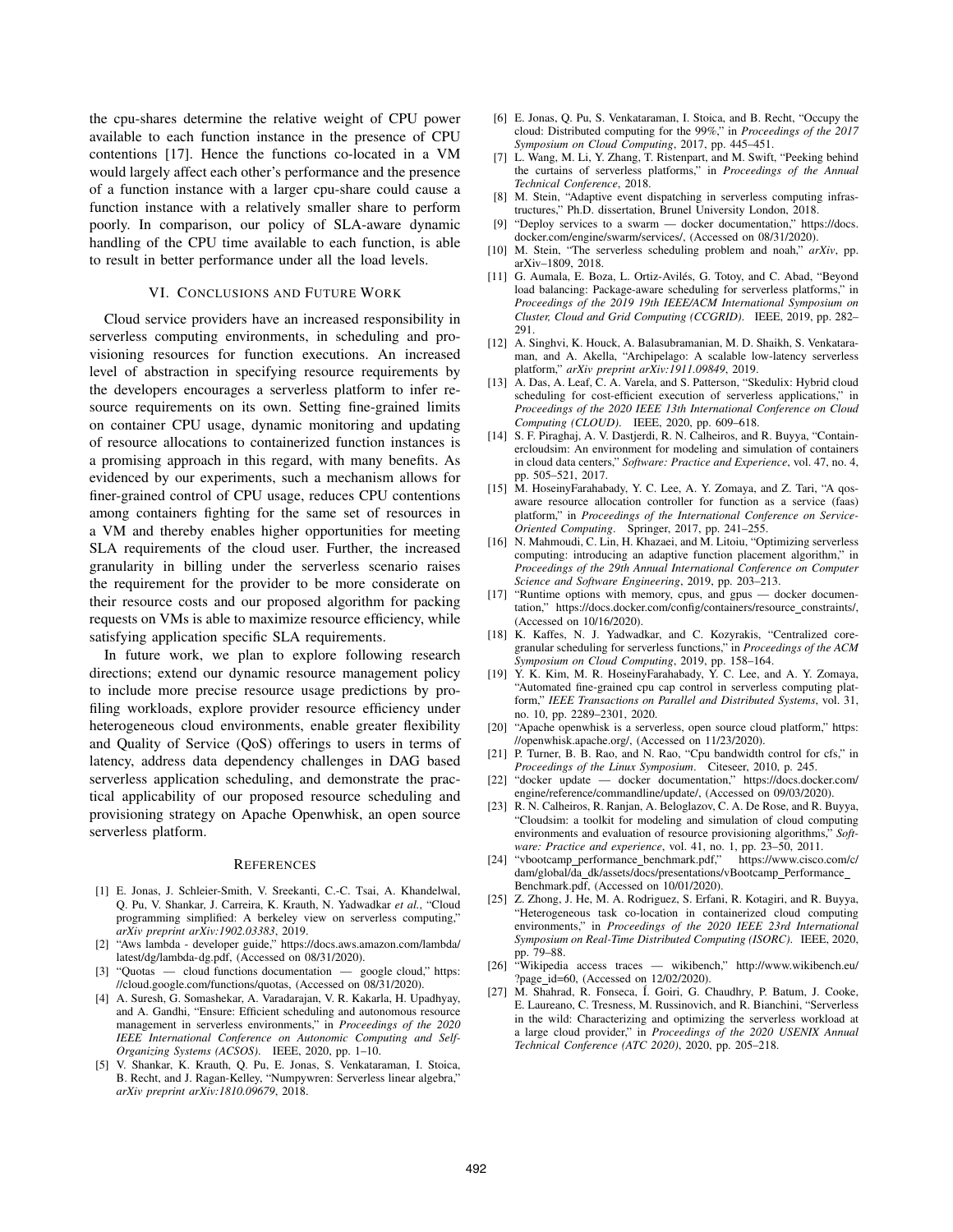the cpu-shares determine the relative weight of CPU power available to each function instance in the presence of CPU contentions [17]. Hence the functions co-located in a VM would largely affect each other's performance and the presence of a function instance with a larger cpu-share could cause a function instance with a relatively smaller share to perform poorly. In comparison, our policy of SLA-aware dynamic handling of the CPU time available to each function, is able to result in better performance under all the load levels.

## VI. Conclusions and Future Work

Cloud service providers have an increased responsibility in serverless computing environments, in scheduling and provisioning resources for function executions. An increased level of abstraction in specifying resource requirements by the developers encourages a serverless platform to infer resource requirements on its own. Setting fine-grained limits on container CPU usage, dynamic monitoring and updating of resource allocations to containerized function instances is a promising approach in this regard, with many benefits. As evidenced by our experiments, such a mechanism allows for finer-grained control of CPU usage, reduces CPU contentions among containers fighting for the same set of resources in a VM and thereby enables higher opportunities for meeting SLA requirements of the cloud user. Further, the increased granularity in billing under the serverless scenario raises the requirement for the provider to be more considerate on their resource costs and our proposed algorithm for packing requests on VMs is able to maximize resource efficiency, while satisfying application specific SLA requirements.

In future work, we plan to explore following research directions; extend our dynamic resource management policy to include more precise resource usage predictions by profiling workloads, explore provider resource efficiency under heterogeneous cloud environments, enable greater flexibility and Quality of Service (QoS) offerings to users in terms of latency, address data dependency challenges in DAG based serverless application scheduling, and demonstrate the practical applicability of our proposed resource scheduling and provisioning strategy on Apache Openwhisk, an open source serverless platform.

## References

[1] E. Jonas, J. Schleier-Smith, V. Sreekanti, C.-C. Tsai, A. Khandelwal, Q. Pu, V. Shankar, J. Carreira, K. Krauth, N. Yadwadkar *et al.*, "Cloud programming simplified: A berkeley view on serverless computing," *arXiv preprint arXiv:1902.03383*, 2019.

[2] "Aws lambda - developer guide," https://docs.aws.amazon.com/lambda/latest/dg/lambda-dg.pdf, (Accessed on 08/31/2020).

[3] "Quotas — cloud functions documentation — google cloud," https://cloud.google.com/functions/quotas, (Accessed on 08/31/2020).

[4] A. Suresh, G. Somashekar, A. Varadarajan, V. R. Kakarla, H. Upadhyay, and A. Gandhi, "Ensure: Efficient scheduling and autonomous resource management in serverless environments," in *Proceedings of the 2020 IEEE International Conference on Autonomic Computing and Self-Organizing Systems (ACSOS)*. IEEE, 2020, pp. 1–10.

[5] V. Shankar, K. Krauth, Q. Pu, E. Jonas, S. Venkataraman, I. Stoica, B. Recht, and J. Ragan-Kelley, "Numpywren: Serverless linear algebra," *arXiv preprint arXiv:1810.09679*, 2018.

[6] E. Jonas, Q. Pu, S. Venkataraman, I. Stoica, and B. Recht, "Occupy the cloud: Distributed computing for the 99%," in *Proceedings of the 2017 Symposium on Cloud Computing*, 2017, pp. 445–451.

[7] L. Wang, M. Li, Y. Zhang, T. Ristenpart, and M. Swift, "Peeking behind the curtains of serverless platforms," in *Proceedings of the Annual Technical Conference*, 2018.

[8] M. Stein, "Adaptive event dispatching in serverless computing infrastructures," Ph.D. dissertation, Brunel University London, 2018.

[9] "Deploy services to a swarm — docker documentation," https://docs.docker.com/engine/swarm/services/, (Accessed on 08/31/2020).

[10] M. Stein, "The serverless scheduling problem and noah," *arXiv*, pp. arXiv–1809, 2018.

[11] G. Aumala, E. Boza, L. Ortiz-Avilés, G. Totoy, and C. Abad, "Beyond load balancing: Package-aware scheduling for serverless platforms," in *Proceedings of the 2019 19th IEEE/ACM International Symposium on Cluster, Cloud and Grid Computing (CCGRID)*. IEEE, 2019, pp. 282–291.

[12] A. Singhvi, K. Houck, A. Balasubramanian, M. D. Shaikh, S. Venkataraman, and A. Akella, "Archipelago: A scalable low-latency serverless platform," *arXiv preprint arXiv:1911.09849*, 2019.

[13] A. Das, A. Leaf, C. A. Varela, and S. Patterson, "Skedulix: Hybrid cloud scheduling for cost-efficient execution of serverless applications," in *Proceedings of the 2020 IEEE 13th International Conference on Cloud Computing (CLOUD)*. IEEE, 2020, pp. 609–618.

[14] S. F. Piraghaj, A. V. Dastjerdi, R. N. Calheiros, and R. Buyya, "Containercloudsim: An environment for modeling and simulation of containers in cloud data centers," *Software: Practice and Experience*, vol. 47, no. 4, pp. 505–521, 2017.

[15] M. HoseinyFarahabady, Y. C. Lee, A. Y. Zomaya, and Z. Tari, "A qos-aware resource allocation controller for function as a service (faas) platform," in *Proceedings of the International Conference on Service-Oriented Computing*. Springer, 2017, pp. 241–255.

[16] N. Mahmoudi, C. Lin, H. Khazaei, and M. Litoiu, "Optimizing serverless computing: introducing an adaptive function placement algorithm," in *Proceedings of the 29th Annual International Conference on Computer Science and Software Engineering*, 2019, pp. 203–213.

[17] "Runtime options with memory, cpus, and gpus — docker documentation," https://docs.docker.com/config/containers/resource_constraints/, (Accessed on 10/16/2020).

[18] K. Kaffes, N. J. Yadwadkar, and C. Kozyrakis, "Centralized core-granular scheduling for serverless functions," in *Proceedings of the ACM Symposium on Cloud Computing*, 2019, pp. 158–164.

[19] Y. K. Kim, M. R. HoseinyFarahabady, Y. C. Lee, and A. Y. Zomaya, "Automated fine-grained cpu cap control in serverless computing platform," *IEEE Transactions on Parallel and Distributed Systems*, vol. 31, no. 10, pp. 2289–2301, 2020.

[20] "Apache openwhisk is a serverless, open source cloud platform," https://openwhisk.apache.org/, (Accessed on 11/23/2020).

[21] P. Turner, B. B. Rao, and N. Rao, "Cpu bandwidth control for cfs," in *Proceedings of the Linux Symposium*. Citeseer, 2010, p. 245.

[22] "docker update — docker documentation," https://docs.docker.com/engine/reference/commandline/update/, (Accessed on 09/03/2020).

[23] R. N. Calheiros, R. Ranjan, A. Beloglazov, C. A. De Rose, and R. Buyya, "Cloudsim: a toolkit for modeling and simulation of cloud computing environments and evaluation of resource provisioning algorithms," *Software: Practice and experience*, vol. 41, no. 1, pp. 23–50, 2011.

[24] "vbootcamp_performance_benchmark.pdf," https://www.cisco.com/c/dam/global/da_dk/assets/docs/presentations/vBootcamp_Performance_Benchmark.pdf, (Accessed on 10/01/2020).

[25] Z. Zhong, J. He, M. A. Rodriguez, S. Erfani, R. Kotagiri, and R. Buyya, "Heterogeneous task co-location in containerized cloud computing environments," in *Proceedings of the 2020 IEEE 23rd International Symposium on Real-Time Distributed Computing (ISORC)*. IEEE, 2020, pp. 79–88.

[26] "Wikipedia access traces — wikibench," http://www.wikibench.eu/?page_id=60, (Accessed on 12/02/2020).

[27] M. Shahrad, R. Fonseca, Í. Goiri, G. Chaudhry, P. Batum, J. Cooke, E. Laureano, C. Tresness, M. Russinovich, and R. Bianchini, "Serverless in the wild: Characterizing and optimizing the serverless workload at a large cloud provider," in *Proceedings of the 2020 USENIX Annual Technical Conference (ATC 2020)*, 2020, pp. 205–218.